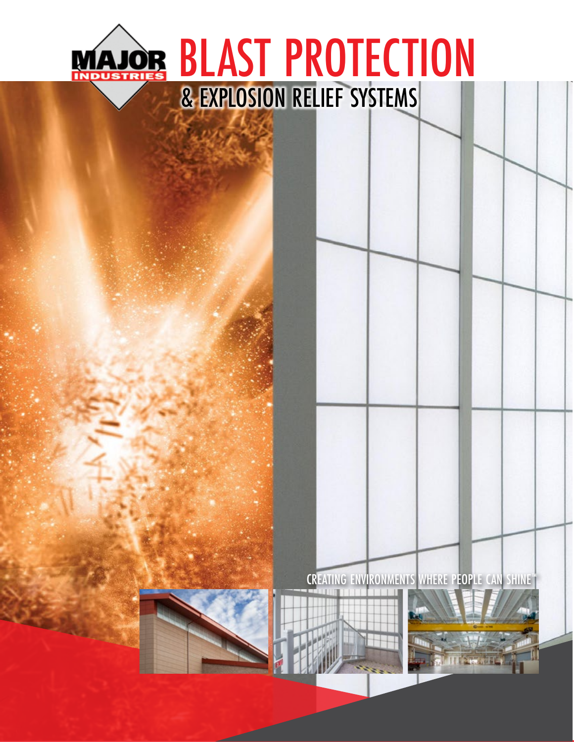MAJOR INDUSTRIES

# BLAST PROTECTION

## & EXPLOSION RELIEF SYSTEMS

CREATING ENVIRONMENTS WHERE PEOPLE CAN SHINE™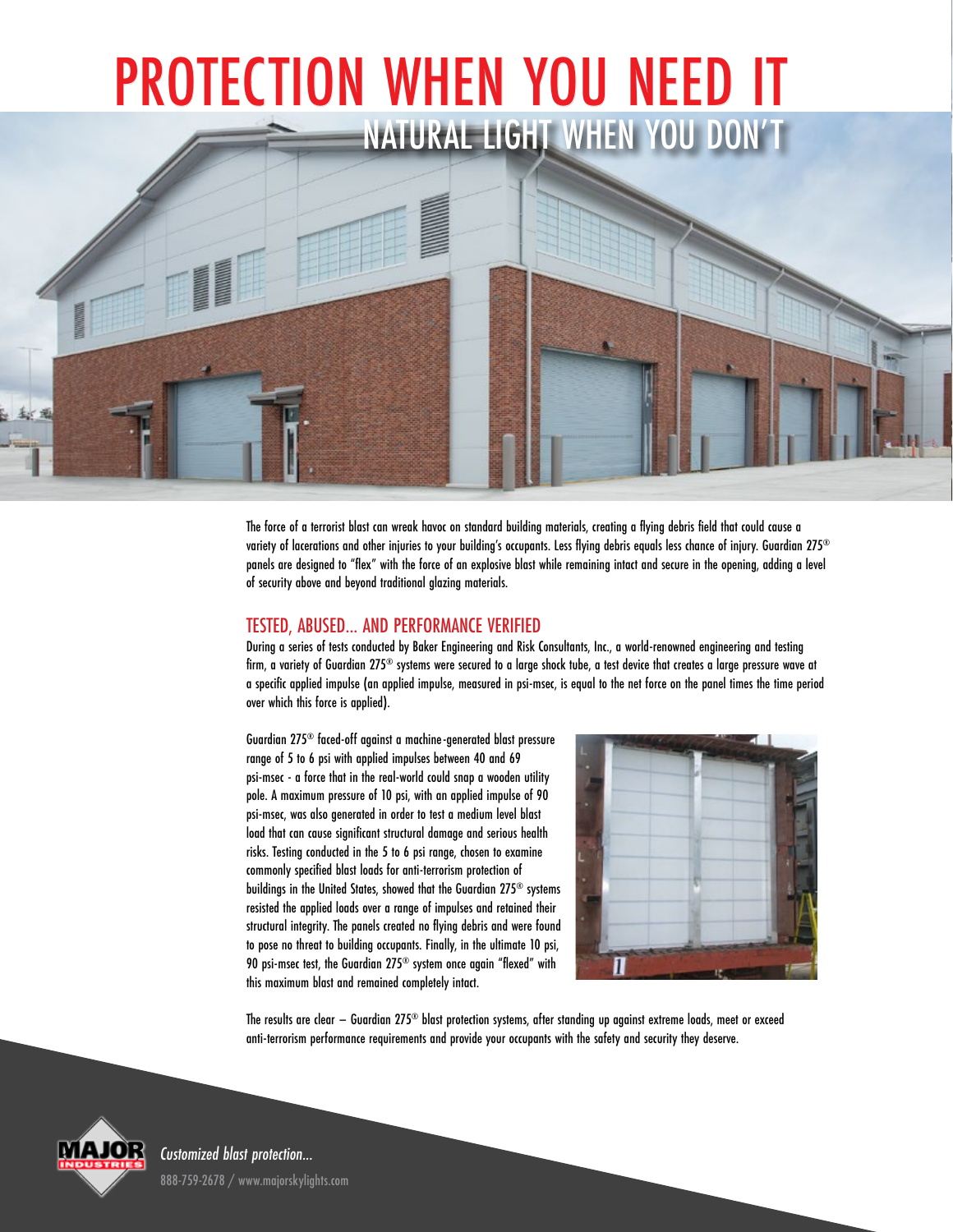# PROTECTION WHEN YOU NEED IT

## NATURAL LIGHT WHEN YOU DON'T

The force of a terrorist blast can wreak havoc on standard building materials, creating a flying debris field that could cause a variety of lacerations and other injuries to your building's occupants. Less flying debris equals less chance of injury. Guardian 275® panels are designed to "flex" with the force of an explosive blast while remaining intact and secure in the opening, adding a level of security above and beyond traditional glazing materials.

## TESTED, ABUSED... AND PERFORMANCE VERIFIED

During a series of tests conducted by Baker Engineering and Risk Consultants, Inc., a world-renowned engineering and testing firm, a variety of Guardian 275® systems were secured to a large shock tube, a test device that creates a large pressure wave at a specific applied impulse (an applied impulse, measured in psi-msec, is equal to the net force on the panel times the time period over which this force is applied).

Guardian 275® faced-off against a machine-generated blast pressure range of 5 to 6 psi with applied impulses between 40 and 69 psi-msec - a force that in the real-world could snap a wooden utility pole. A maximum pressure of 10 psi, with an applied impulse of 90 psi-msec, was also generated in order to test a medium level blast load that can cause significant structural damage and serious health risks. Testing conducted in the 5 to 6 psi range, chosen to examine commonly specified blast loads for anti-terrorism protection of buildings in the United States, showed that the Guardian 275® systems resisted the applied loads over a range of impulses and retained their structural integrity. The panels created no flying debris and were found to pose no threat to building occupants. Finally, in the ultimate 10 psi, 90 psi-msec test, the Guardian 275® system once again "flexed" with this maximum blast and remained completely intact.

The results are clear – Guardian 275® blast protection systems, after standing up against extreme loads, meet or exceed anti-terrorism performance requirements and provide your occupants with the safety and security they deserve.

MAJOR INDUSTRIES

*Customized blast protection...*

888-759-2678 / www.majorskylights.com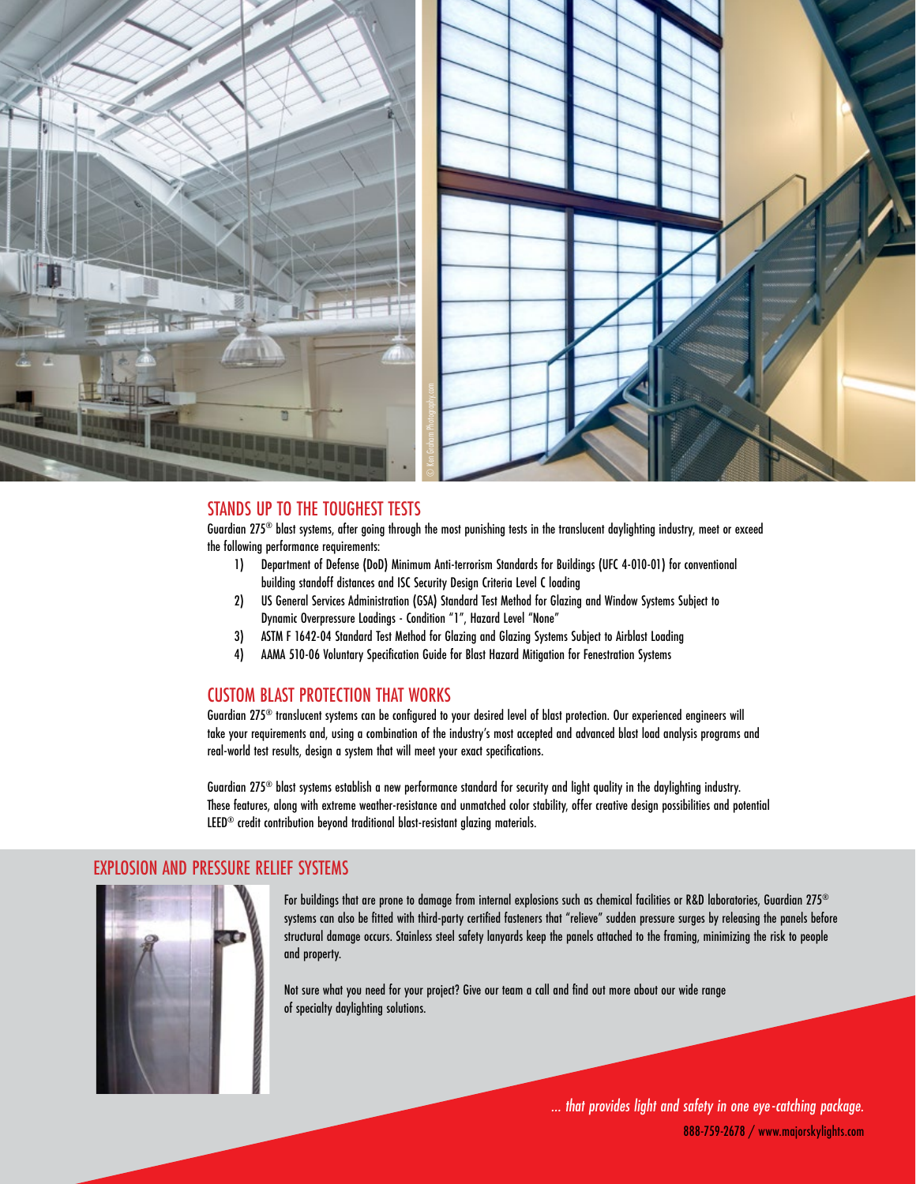## STANDS UP TO THE TOUGHEST TESTS

Guardian 275® blast systems, after going through the most punishing tests in the translucent daylighting industry, meet or exceed the following performance requirements:

1) Department of Defense (DoD) Minimum Anti-terrorism Standards for Buildings (UFC 4-010-01) for conventional building standoff distances and ISC Security Design Criteria Level C loading
2) US General Services Administration (GSA) Standard Test Method for Glazing and Window Systems Subject to Dynamic Overpressure Loadings - Condition "1", Hazard Level "None"
3) ASTM F 1642-04 Standard Test Method for Glazing and Glazing Systems Subject to Airblast Loading
4) AAMA 510-06 Voluntary Specification Guide for Blast Hazard Mitigation for Fenestration Systems

## CUSTOM BLAST PROTECTION THAT WORKS

Guardian 275® translucent systems can be configured to your desired level of blast protection. Our experienced engineers will take your requirements and, using a combination of the industry's most accepted and advanced blast load analysis programs and real-world test results, design a system that will meet your exact specifications.

Guardian 275® blast systems establish a new performance standard for security and light quality in the daylighting industry. These features, along with extreme weather-resistance and unmatched color stability, offer creative design possibilities and potential LEED® credit contribution beyond traditional blast-resistant glazing materials.

## EXPLOSION AND PRESSURE RELIEF SYSTEMS

For buildings that are prone to damage from internal explosions such as chemical facilities or R&D laboratories, Guardian 275® systems can also be fitted with third-party certified fasteners that "relieve" sudden pressure surges by releasing the panels before structural damage occurs. Stainless steel safety lanyards keep the panels attached to the framing, minimizing the risk to people and property.

Not sure what you need for your project? Give our team a call and find out more about our wide range of specialty daylighting solutions.

*... that provides light and safety in one eye-catching package.*

888-759-2678 / www.majorskylights.com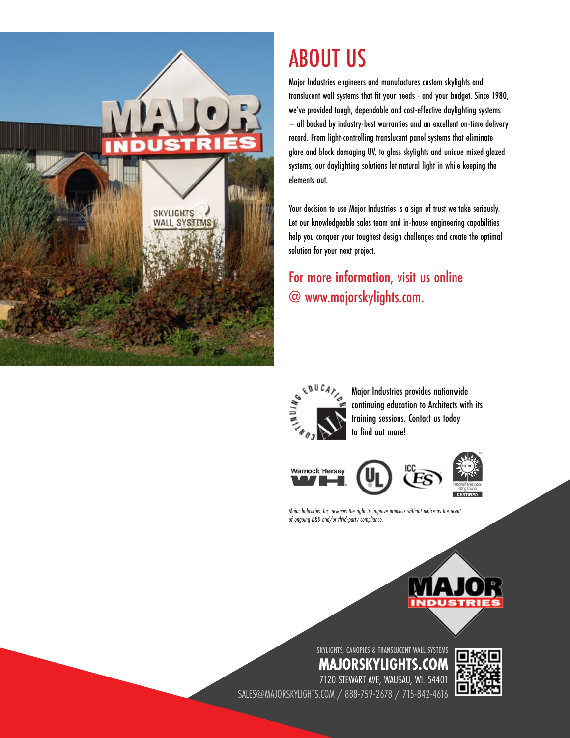# ABOUT US

Major Industries engineers and manufactures custom skylights and translucent wall systems that fit your needs - and your budget. Since 1980, we've provided tough, dependable and cost-effective daylighting systems – all backed by industry-best warranties and an excellent on-time delivery record. From light-controlling translucent panel systems that eliminate glare and block damaging UV, to glass skylights and unique mixed glazed systems, our daylighting solutions let natural light in while keeping the elements out.

Your decision to use Major Industries is a sign of trust we take seriously. Let our knowledgeable sales team and in-house engineering capabilities help you conquer your toughest design challenges and create the optimal solution for your next project.

## For more information, visit us online @ www.majorskylights.com.

Major Industries provides nationwide continuing education to Architects with its training sessions. Contact us today to find out more!

*Major Industries, Inc. reserves the right to improve products without notice as the result of ongoing R&D and/or third-party compliance.*

SKYLIGHTS, CANOPIES & TRANSLUCENT WALL SYSTEMS

**MAJORSKYLIGHTS.COM**

7120 STEWART AVE, WAUSAU, WI. 54401

SALES@MAJORSKYLIGHTS.COM / 888-759-2678 / 715-842-4616